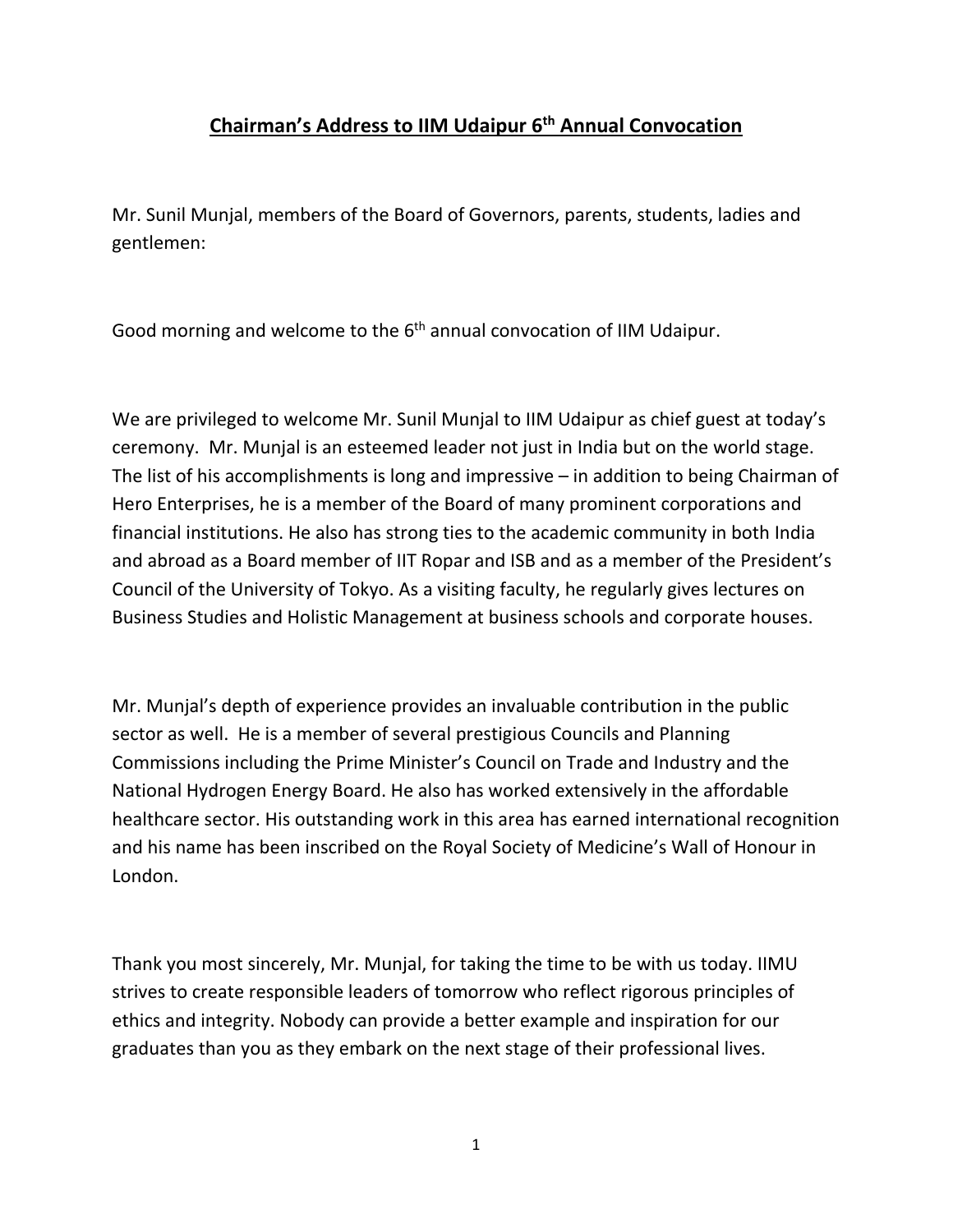# Chairman's Address to IIM Udaipur 6th Annual Convocation

Mr. Sunil Munjal, members of the Board of Governors, parents, students, ladies and gentlemen:

Good morning and welcome to the 6th annual convocation of IIM Udaipur.

We are privileged to welcome Mr. Sunil Munjal to IIM Udaipur as chief guest at today's ceremony. Mr. Munjal is an esteemed leader not just in India but on the world stage. The list of his accomplishments is long and impressive – in addition to being Chairman of Hero Enterprises, he is a member of the Board of many prominent corporations and financial institutions. He also has strong ties to the academic community in both India and abroad as a Board member of IIT Ropar and ISB and as a member of the President's Council of the University of Tokyo. As a visiting faculty, he regularly gives lectures on Business Studies and Holistic Management at business schools and corporate houses.

Mr. Munjal's depth of experience provides an invaluable contribution in the public sector as well. He is a member of several prestigious Councils and Planning Commissions including the Prime Minister's Council on Trade and Industry and the National Hydrogen Energy Board. He also has worked extensively in the affordable healthcare sector. His outstanding work in this area has earned international recognition and his name has been inscribed on the Royal Society of Medicine's Wall of Honour in London.

Thank you most sincerely, Mr. Munjal, for taking the time to be with us today. IIMU strives to create responsible leaders of tomorrow who reflect rigorous principles of ethics and integrity. Nobody can provide a better example and inspiration for our graduates than you as they embark on the next stage of their professional lives.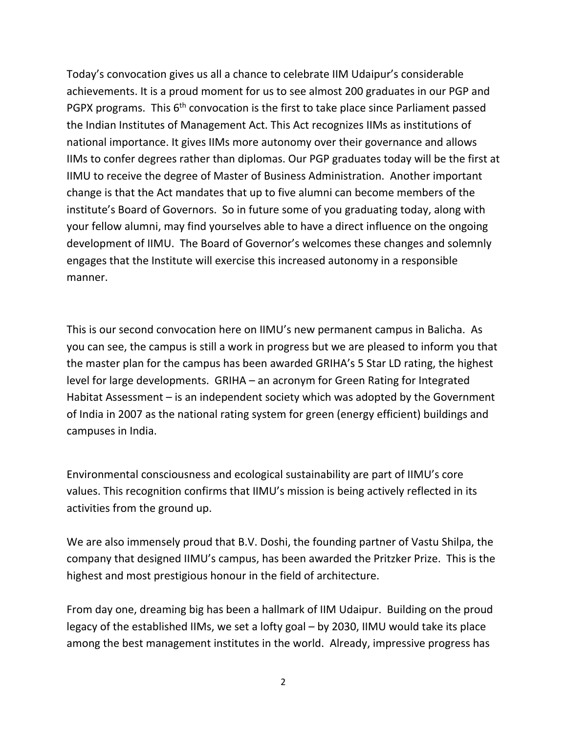Today's convocation gives us all a chance to celebrate IIM Udaipur's considerable achievements. It is a proud moment for us to see almost 200 graduates in our PGP and PGPX programs. This 6th convocation is the first to take place since Parliament passed the Indian Institutes of Management Act. This Act recognizes IIMs as institutions of national importance. It gives IIMs more autonomy over their governance and allows IIMs to confer degrees rather than diplomas. Our PGP graduates today will be the first at IIMU to receive the degree of Master of Business Administration. Another important change is that the Act mandates that up to five alumni can become members of the institute's Board of Governors. So in future some of you graduating today, along with your fellow alumni, may find yourselves able to have a direct influence on the ongoing development of IIMU. The Board of Governor's welcomes these changes and solemnly engages that the Institute will exercise this increased autonomy in a responsible manner.

This is our second convocation here on IIMU's new permanent campus in Balicha. As you can see, the campus is still a work in progress but we are pleased to inform you that the master plan for the campus has been awarded GRIHA's 5 Star LD rating, the highest level for large developments. GRIHA – an acronym for Green Rating for Integrated Habitat Assessment – is an independent society which was adopted by the Government of India in 2007 as the national rating system for green (energy efficient) buildings and campuses in India.

Environmental consciousness and ecological sustainability are part of IIMU's core values. This recognition confirms that IIMU's mission is being actively reflected in its activities from the ground up.

We are also immensely proud that B.V. Doshi, the founding partner of Vastu Shilpa, the company that designed IIMU's campus, has been awarded the Pritzker Prize. This is the highest and most prestigious honour in the field of architecture.

From day one, dreaming big has been a hallmark of IIM Udaipur. Building on the proud legacy of the established IIMs, we set a lofty goal – by 2030, IIMU would take its place among the best management institutes in the world. Already, impressive progress has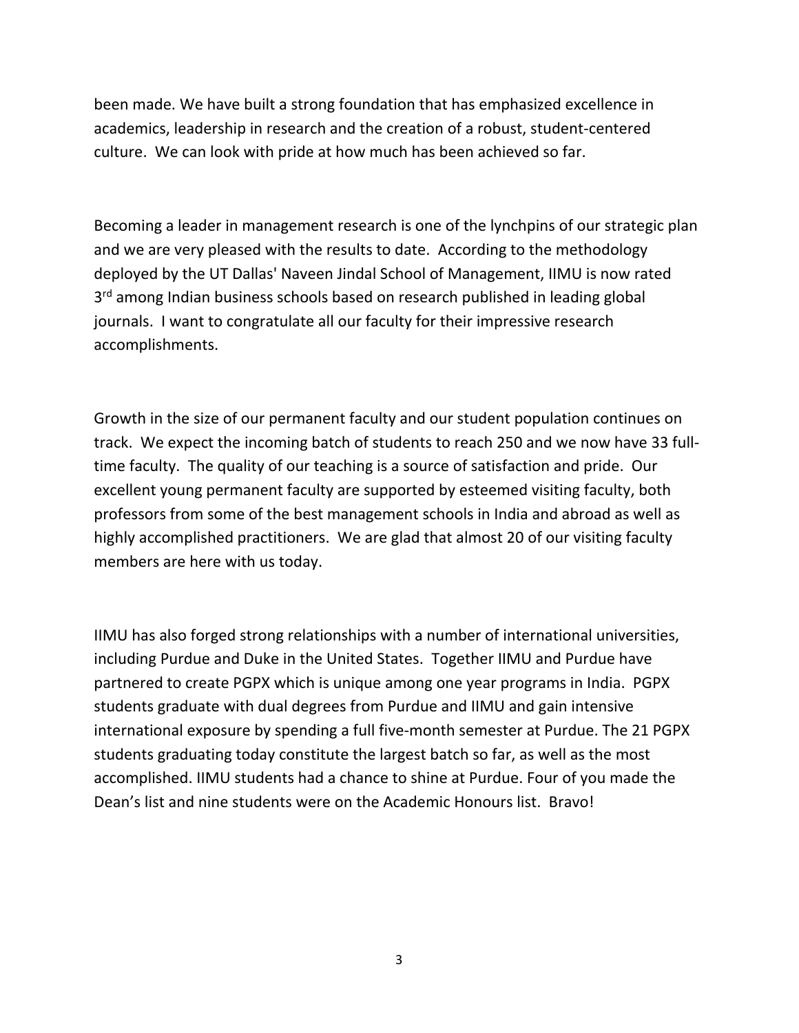been made. We have built a strong foundation that has emphasized excellence in academics, leadership in research and the creation of a robust, student-centered culture. We can look with pride at how much has been achieved so far.

Becoming a leader in management research is one of the lynchpins of our strategic plan and we are very pleased with the results to date. According to the methodology deployed by the UT Dallas' Naveen Jindal School of Management, IIMU is now rated 3rd among Indian business schools based on research published in leading global journals. I want to congratulate all our faculty for their impressive research accomplishments.

Growth in the size of our permanent faculty and our student population continues on track. We expect the incoming batch of students to reach 250 and we now have 33 full-time faculty. The quality of our teaching is a source of satisfaction and pride. Our excellent young permanent faculty are supported by esteemed visiting faculty, both professors from some of the best management schools in India and abroad as well as highly accomplished practitioners. We are glad that almost 20 of our visiting faculty members are here with us today.

IIMU has also forged strong relationships with a number of international universities, including Purdue and Duke in the United States. Together IIMU and Purdue have partnered to create PGPX which is unique among one year programs in India. PGPX students graduate with dual degrees from Purdue and IIMU and gain intensive international exposure by spending a full five-month semester at Purdue. The 21 PGPX students graduating today constitute the largest batch so far, as well as the most accomplished. IIMU students had a chance to shine at Purdue. Four of you made the Dean's list and nine students were on the Academic Honours list. Bravo!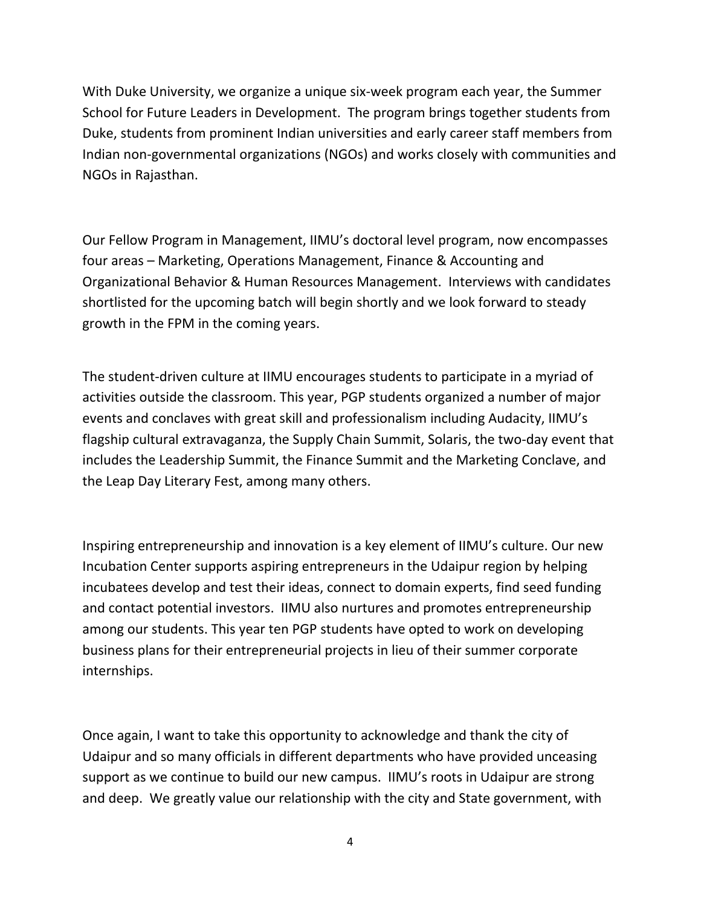With Duke University, we organize a unique six-week program each year, the Summer School for Future Leaders in Development. The program brings together students from Duke, students from prominent Indian universities and early career staff members from Indian non-governmental organizations (NGOs) and works closely with communities and NGOs in Rajasthan.

Our Fellow Program in Management, IIMU's doctoral level program, now encompasses four areas – Marketing, Operations Management, Finance & Accounting and Organizational Behavior & Human Resources Management. Interviews with candidates shortlisted for the upcoming batch will begin shortly and we look forward to steady growth in the FPM in the coming years.

The student-driven culture at IIMU encourages students to participate in a myriad of activities outside the classroom. This year, PGP students organized a number of major events and conclaves with great skill and professionalism including Audacity, IIMU's flagship cultural extravaganza, the Supply Chain Summit, Solaris, the two-day event that includes the Leadership Summit, the Finance Summit and the Marketing Conclave, and the Leap Day Literary Fest, among many others.

Inspiring entrepreneurship and innovation is a key element of IIMU's culture. Our new Incubation Center supports aspiring entrepreneurs in the Udaipur region by helping incubatees develop and test their ideas, connect to domain experts, find seed funding and contact potential investors. IIMU also nurtures and promotes entrepreneurship among our students. This year ten PGP students have opted to work on developing business plans for their entrepreneurial projects in lieu of their summer corporate internships.

Once again, I want to take this opportunity to acknowledge and thank the city of Udaipur and so many officials in different departments who have provided unceasing support as we continue to build our new campus. IIMU's roots in Udaipur are strong and deep. We greatly value our relationship with the city and State government, with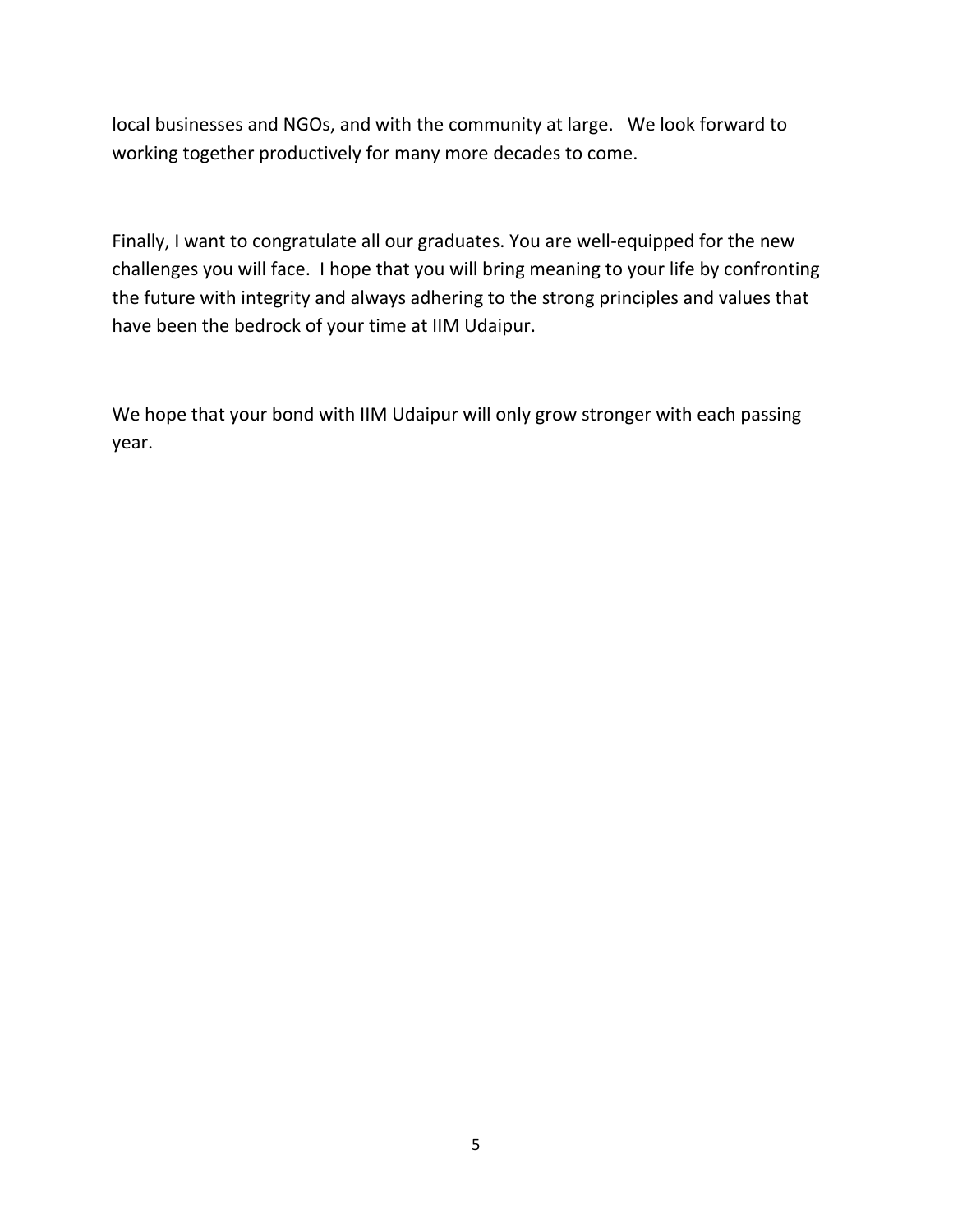local businesses and NGOs, and with the community at large. We look forward to working together productively for many more decades to come.

Finally, I want to congratulate all our graduates. You are well-equipped for the new challenges you will face. I hope that you will bring meaning to your life by confronting the future with integrity and always adhering to the strong principles and values that have been the bedrock of your time at IIM Udaipur.

We hope that your bond with IIM Udaipur will only grow stronger with each passing year.